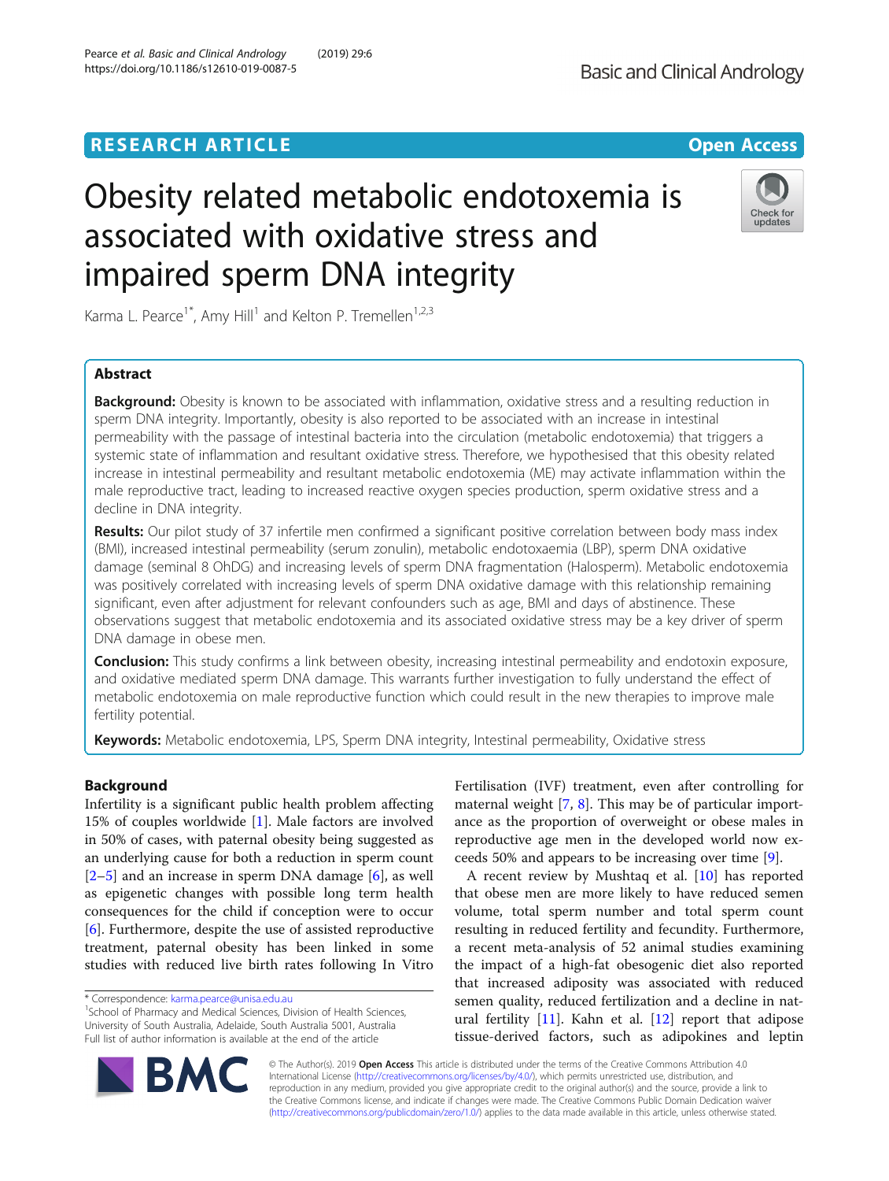RESEARCH ARTICLE

Open Access

# Obesity related metabolic endotoxemia is associated with oxidative stress and impaired sperm DNA integrity

Karma L. Pearce[1*], Amy Hill[1] and Kelton P. Tremellen[1,2,3]

## Abstract

**Background:** Obesity is known to be associated with inflammation, oxidative stress and a resulting reduction in sperm DNA integrity. Importantly, obesity is also reported to be associated with an increase in intestinal permeability with the passage of intestinal bacteria into the circulation (metabolic endotoxemia) that triggers a systemic state of inflammation and resultant oxidative stress. Therefore, we hypothesised that this obesity related increase in intestinal permeability and resultant metabolic endotoxemia (ME) may activate inflammation within the male reproductive tract, leading to increased reactive oxygen species production, sperm oxidative stress and a decline in DNA integrity.

**Results:** Our pilot study of 37 infertile men confirmed a significant positive correlation between body mass index (BMI), increased intestinal permeability (serum zonulin), metabolic endotoxaemia (LBP), sperm DNA oxidative damage (seminal 8 OhDG) and increasing levels of sperm DNA fragmentation (Halosperm). Metabolic endotoxemia was positively correlated with increasing levels of sperm DNA oxidative damage with this relationship remaining significant, even after adjustment for relevant confounders such as age, BMI and days of abstinence. These observations suggest that metabolic endotoxemia and its associated oxidative stress may be a key driver of sperm DNA damage in obese men.

**Conclusion:** This study confirms a link between obesity, increasing intestinal permeability and endotoxin exposure, and oxidative mediated sperm DNA damage. This warrants further investigation to fully understand the effect of metabolic endotoxemia on male reproductive function which could result in the new therapies to improve male fertility potential.

**Keywords:** Metabolic endotoxemia, LPS, Sperm DNA integrity, Intestinal permeability, Oxidative stress

## Background

Infertility is a significant public health problem affecting 15% of couples worldwide [1]. Male factors are involved in 50% of cases, with paternal obesity being suggested as an underlying cause for both a reduction in sperm count [2–5] and an increase in sperm DNA damage [6], as well as epigenetic changes with possible long term health consequences for the child if conception were to occur [6]. Furthermore, despite the use of assisted reproductive treatment, paternal obesity has been linked in some studies with reduced live birth rates following In Vitro Fertilisation (IVF) treatment, even after controlling for maternal weight [7, 8]. This may be of particular importance as the proportion of overweight or obese males in reproductive age men in the developed world now exceeds 50% and appears to be increasing over time [9].

A recent review by Mushtaq et al. [10] has reported that obese men are more likely to have reduced semen volume, total sperm number and total sperm count resulting in reduced fertility and fecundity. Furthermore, a recent meta-analysis of 52 animal studies examining the impact of a high-fat obesogenic diet also reported that increased adiposity was associated with reduced semen quality, reduced fertilization and a decline in natural fertility [11]. Kahn et al. [12] report that adipose tissue-derived factors, such as adipokines and leptin

* Correspondence: karma.pearce@unisa.edu.au
[1]School of Pharmacy and Medical Sciences, Division of Health Sciences, University of South Australia, Adelaide, South Australia 5001, Australia
Full list of author information is available at the end of the article

© The Author(s). 2019 **Open Access** This article is distributed under the terms of the Creative Commons Attribution 4.0 International License (http://creativecommons.org/licenses/by/4.0/), which permits unrestricted use, distribution, and reproduction in any medium, provided you give appropriate credit to the original author(s) and the source, provide a link to the Creative Commons license, and indicate if changes were made. The Creative Commons Public Domain Dedication waiver (http://creativecommons.org/publicdomain/zero/1.0/) applies to the data made available in this article, unless otherwise stated.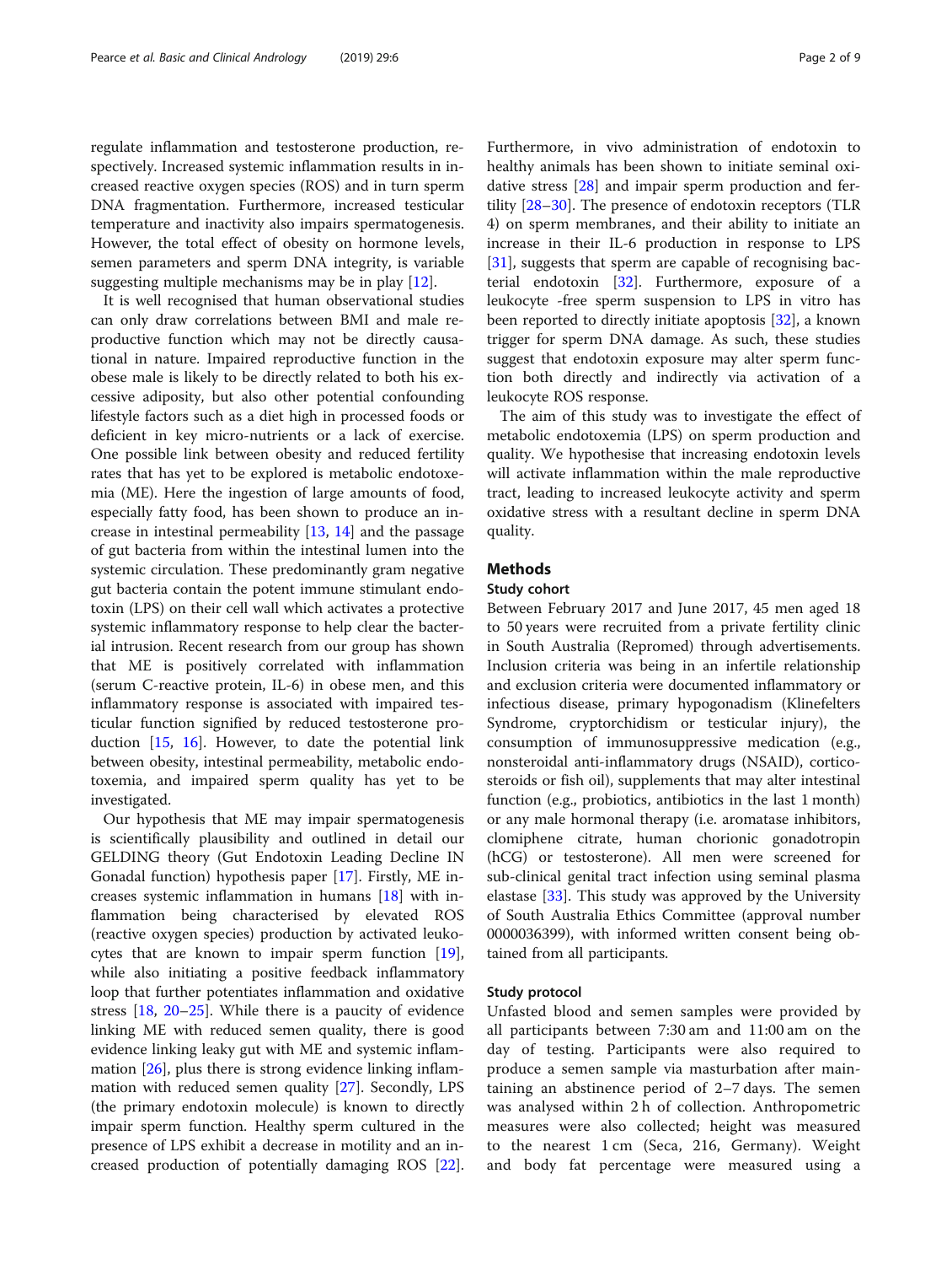regulate inflammation and testosterone production, respectively. Increased systemic inflammation results in increased reactive oxygen species (ROS) and in turn sperm DNA fragmentation. Furthermore, increased testicular temperature and inactivity also impairs spermatogenesis. However, the total effect of obesity on hormone levels, semen parameters and sperm DNA integrity, is variable suggesting multiple mechanisms may be in play [12].

It is well recognised that human observational studies can only draw correlations between BMI and male reproductive function which may not be directly causational in nature. Impaired reproductive function in the obese male is likely to be directly related to both his excessive adiposity, but also other potential confounding lifestyle factors such as a diet high in processed foods or deficient in key micro-nutrients or a lack of exercise. One possible link between obesity and reduced fertility rates that has yet to be explored is metabolic endotoxemia (ME). Here the ingestion of large amounts of food, especially fatty food, has been shown to produce an increase in intestinal permeability [13, 14] and the passage of gut bacteria from within the intestinal lumen into the systemic circulation. These predominantly gram negative gut bacteria contain the potent immune stimulant endotoxin (LPS) on their cell wall which activates a protective systemic inflammatory response to help clear the bacterial intrusion. Recent research from our group has shown that ME is positively correlated with inflammation (serum C-reactive protein, IL-6) in obese men, and this inflammatory response is associated with impaired testicular function signified by reduced testosterone production [15, 16]. However, to date the potential link between obesity, intestinal permeability, metabolic endotoxemia, and impaired sperm quality has yet to be investigated.

Our hypothesis that ME may impair spermatogenesis is scientifically plausibility and outlined in detail our GELDING theory (Gut Endotoxin Leading Decline IN Gonadal function) hypothesis paper [17]. Firstly, ME increases systemic inflammation in humans [18] with inflammation being characterised by elevated ROS (reactive oxygen species) production by activated leukocytes that are known to impair sperm function [19], while also initiating a positive feedback inflammatory loop that further potentiates inflammation and oxidative stress [18, 20–25]. While there is a paucity of evidence linking ME with reduced semen quality, there is good evidence linking leaky gut with ME and systemic inflammation [26], plus there is strong evidence linking inflammation with reduced semen quality [27]. Secondly, LPS (the primary endotoxin molecule) is known to directly impair sperm function. Healthy sperm cultured in the presence of LPS exhibit a decrease in motility and an increased production of potentially damaging ROS [22]. Furthermore, in vivo administration of endotoxin to healthy animals has been shown to initiate seminal oxidative stress [28] and impair sperm production and fertility [28–30]. The presence of endotoxin receptors (TLR 4) on sperm membranes, and their ability to initiate an increase in their IL-6 production in response to LPS [31], suggests that sperm are capable of recognising bacterial endotoxin [32]. Furthermore, exposure of a leukocyte -free sperm suspension to LPS in vitro has been reported to directly initiate apoptosis [32], a known trigger for sperm DNA damage. As such, these studies suggest that endotoxin exposure may alter sperm function both directly and indirectly via activation of a leukocyte ROS response.

The aim of this study was to investigate the effect of metabolic endotoxemia (LPS) on sperm production and quality. We hypothesise that increasing endotoxin levels will activate inflammation within the male reproductive tract, leading to increased leukocyte activity and sperm oxidative stress with a resultant decline in sperm DNA quality.

## Methods

### Study cohort

Between February 2017 and June 2017, 45 men aged 18 to 50 years were recruited from a private fertility clinic in South Australia (Repromed) through advertisements. Inclusion criteria was being in an infertile relationship and exclusion criteria were documented inflammatory or infectious disease, primary hypogonadism (Klinefelters Syndrome, cryptorchidism or testicular injury), the consumption of immunosuppressive medication (e.g., nonsteroidal anti-inflammatory drugs (NSAID), corticosteroids or fish oil), supplements that may alter intestinal function (e.g., probiotics, antibiotics in the last 1 month) or any male hormonal therapy (i.e. aromatase inhibitors, clomiphene citrate, human chorionic gonadotropin (hCG) or testosterone). All men were screened for sub-clinical genital tract infection using seminal plasma elastase [33]. This study was approved by the University of South Australia Ethics Committee (approval number 0000036399), with informed written consent being obtained from all participants.

### Study protocol

Unfasted blood and semen samples were provided by all participants between 7:30 am and 11:00 am on the day of testing. Participants were also required to produce a semen sample via masturbation after maintaining an abstinence period of 2–7 days. The semen was analysed within 2 h of collection. Anthropometric measures were also collected; height was measured to the nearest 1 cm (Seca, 216, Germany). Weight and body fat percentage were measured using a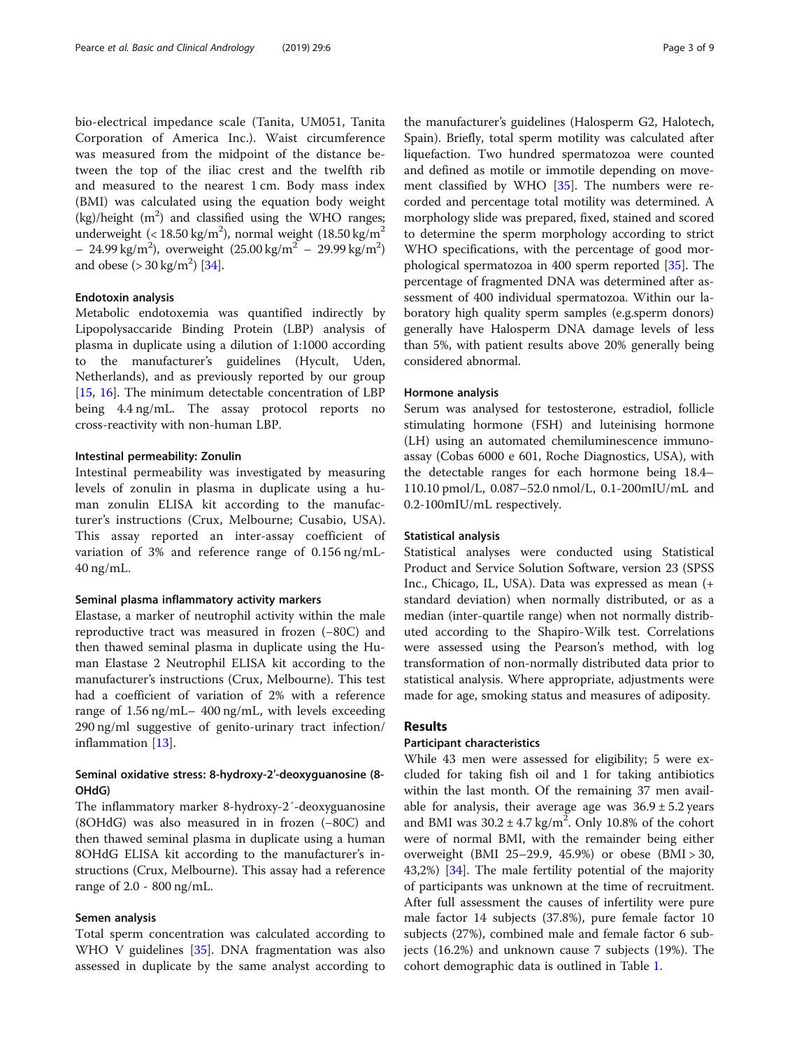bio-electrical impedance scale (Tanita, UM051, Tanita Corporation of America Inc.). Waist circumference was measured from the midpoint of the distance between the top of the iliac crest and the twelfth rib and measured to the nearest 1 cm. Body mass index (BMI) was calculated using the equation body weight (kg)/height ($m^2$) and classified using the WHO ranges; underweight (< 18.50 kg/$m^2$), normal weight (18.50 kg/$m^2$ – 24.99 kg/$m^2$), overweight (25.00 kg/$m^2$ – 29.99 kg/$m^2$) and obese (> 30 kg/$m^2$) [34].

### Endotoxin analysis

Metabolic endotoxemia was quantified indirectly by Lipopolysaccaride Binding Protein (LBP) analysis of plasma in duplicate using a dilution of 1:1000 according to the manufacturer's guidelines (Hycult, Uden, Netherlands), and as previously reported by our group [15, 16]. The minimum detectable concentration of LBP being 4.4 ng/mL. The assay protocol reports no cross-reactivity with non-human LBP.

### Intestinal permeability: Zonulin

Intestinal permeability was investigated by measuring levels of zonulin in plasma in duplicate using a human zonulin ELISA kit according to the manufacturer's instructions (Crux, Melbourne; Cusabio, USA). This assay reported an inter-assay coefficient of variation of 3% and reference range of 0.156 ng/mL-40 ng/mL.

### Seminal plasma inflammatory activity markers

Elastase, a marker of neutrophil activity within the male reproductive tract was measured in frozen (−80C) and then thawed seminal plasma in duplicate using the Human Elastase 2 Neutrophil ELISA kit according to the manufacturer's instructions (Crux, Melbourne). This test had a coefficient of variation of 2% with a reference range of 1.56 ng/mL– 400 ng/mL, with levels exceeding 290 ng/ml suggestive of genito-urinary tract infection/inflammation [13].

### Seminal oxidative stress: 8-hydroxy-2′-deoxyguanosine (8-OHdG)

The inflammatory marker 8-hydroxy-2′-deoxyguanosine (8OHdG) was also measured in in frozen (−80C) and then thawed seminal plasma in duplicate using a human 8OHdG ELISA kit according to the manufacturer's instructions (Crux, Melbourne). This assay had a reference range of 2.0 - 800 ng/mL.

### Semen analysis

Total sperm concentration was calculated according to WHO V guidelines [35]. DNA fragmentation was also assessed in duplicate by the same analyst according to the manufacturer's guidelines (Halosperm G2, Halotech, Spain). Briefly, total sperm motility was calculated after liquefaction. Two hundred spermatozoa were counted and defined as motile or immotile depending on movement classified by WHO [35]. The numbers were recorded and percentage total motility was determined. A morphology slide was prepared, fixed, stained and scored to determine the sperm morphology according to strict WHO specifications, with the percentage of good morphological spermatozoa in 400 sperm reported [35]. The percentage of fragmented DNA was determined after assessment of 400 individual spermatozoa. Within our laboratory high quality sperm samples (e.g.sperm donors) generally have Halosperm DNA damage levels of less than 5%, with patient results above 20% generally being considered abnormal.

### Hormone analysis

Serum was analysed for testosterone, estradiol, follicle stimulating hormone (FSH) and luteinising hormone (LH) using an automated chemiluminescence immunoassay (Cobas 6000 e 601, Roche Diagnostics, USA), with the detectable ranges for each hormone being 18.4–110.10 pmol/L, 0.087–52.0 nmol/L, 0.1-200mIU/mL and 0.2-100mIU/mL respectively.

### Statistical analysis

Statistical analyses were conducted using Statistical Product and Service Solution Software, version 23 (SPSS Inc., Chicago, IL, USA). Data was expressed as mean (+ standard deviation) when normally distributed, or as a median (inter-quartile range) when not normally distributed according to the Shapiro-Wilk test. Correlations were assessed using the Pearson's method, with log transformation of non-normally distributed data prior to statistical analysis. Where appropriate, adjustments were made for age, smoking status and measures of adiposity.

## Results

### Participant characteristics

While 43 men were assessed for eligibility; 5 were excluded for taking fish oil and 1 for taking antibiotics within the last month. Of the remaining 37 men available for analysis, their average age was 36.9 ± 5.2 years and BMI was 30.2 ± 4.7 kg/$m^2$. Only 10.8% of the cohort were of normal BMI, with the remainder being either overweight (BMI 25–29.9, 45.9%) or obese (BMI > 30, 43,2%) [34]. The male fertility potential of the majority of participants was unknown at the time of recruitment. After full assessment the causes of infertility were pure male factor 14 subjects (37.8%), pure female factor 10 subjects (27%), combined male and female factor 6 subjects (16.2%) and unknown cause 7 subjects (19%). The cohort demographic data is outlined in Table 1.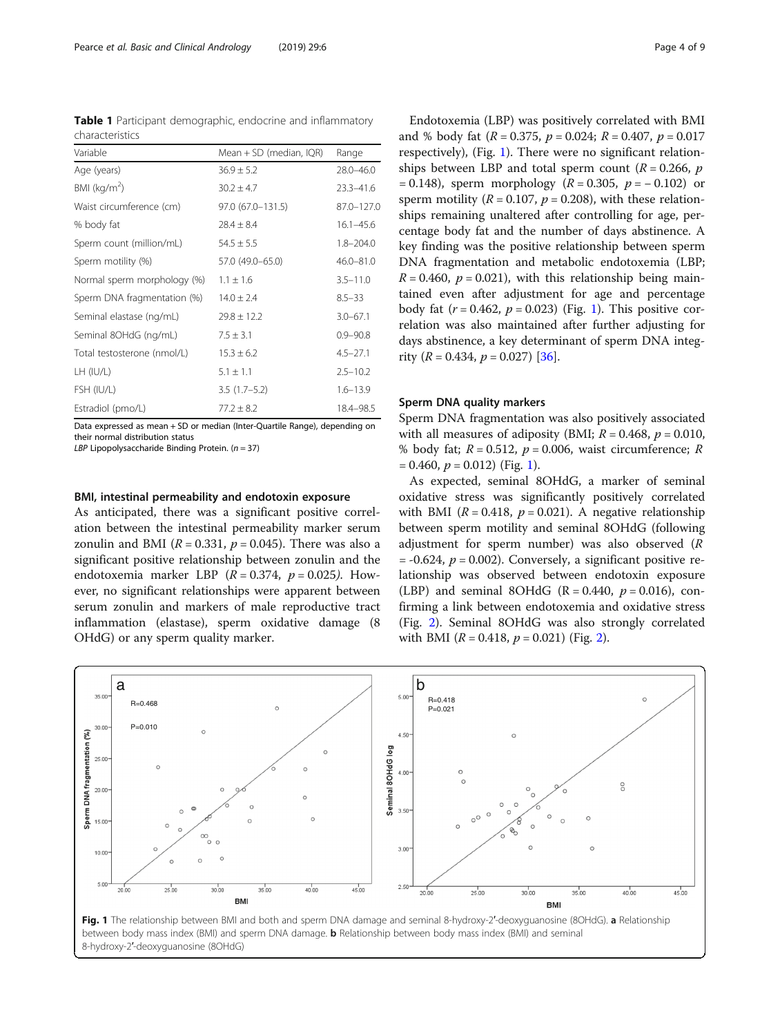**Table 1** Participant demographic, endocrine and inflammatory characteristics

| Variable | Mean + SD (median, IQR) | Range |
|---|---|---|
| Age (years) | 36.9 ± 5.2 | 28.0–46.0 |
| BMI (kg/m$^2$) | 30.2 ± 4.7 | 23.3–41.6 |
| Waist circumference (cm) | 97.0 (67.0–131.5) | 87.0–127.0 |
| % body fat | 28.4 ± 8.4 | 16.1–45.6 |
| Sperm count (million/mL) | 54.5 ± 5.5 | 1.8–204.0 |
| Sperm motility (%) | 57.0 (49.0–65.0) | 46.0–81.0 |
| Normal sperm morphology (%) | 1.1 ± 1.6 | 3.5–11.0 |
| Sperm DNA fragmentation (%) | 14.0 ± 2.4 | 8.5–33 |
| Seminal elastase (ng/mL) | 29.8 ± 12.2 | 3.0–67.1 |
| Seminal 8OHdG (ng/mL) | 7.5 ± 3.1 | 0.9–90.8 |
| Total testosterone (nmol/L) | 15.3 ± 6.2 | 4.5–27.1 |
| LH (IU/L) | 5.1 ± 1.1 | 2.5–10.2 |
| FSH (IU/L) | 3.5 (1.7–5.2) | 1.6–13.9 |
| Estradiol (pmo/L) | 77.2 ± 8.2 | 18.4–98.5 |

Data expressed as mean + SD or median (Inter-Quartile Range), depending on their normal distribution status
*LBP* Lipopolysaccharide Binding Protein. ($n$ = 37)

### BMI, intestinal permeability and endotoxin exposure

As anticipated, there was a significant positive correlation between the intestinal permeability marker serum zonulin and BMI ($R$ = 0.331, $p$ = 0.045). There was also a significant positive relationship between zonulin and the endotoxemia marker LBP ($R$ = 0.374, $p$ = 0.025). However, no significant relationships were apparent between serum zonulin and markers of male reproductive tract inflammation (elastase), sperm oxidative damage (8 OHdG) or any sperm quality marker.

Endotoxemia (LBP) was positively correlated with BMI and % body fat ($R$ = 0.375, $p$ = 0.024; $R$ = 0.407, $p$ = 0.017 respectively), (Fig. 1). There were no significant relationships between LBP and total sperm count ($R$ = 0.266, $p$ = 0.148), sperm morphology ($R$ = 0.305, $p$ = − 0.102) or sperm motility ($R$ = 0.107, $p$ = 0.208), with these relationships remaining unaltered after controlling for age, percentage body fat and the number of days abstinence. A key finding was the positive relationship between sperm DNA fragmentation and metabolic endotoxemia (LBP; $R$ = 0.460, $p$ = 0.021), with this relationship being maintained even after adjustment for age and percentage body fat ($r$ = 0.462, $p$ = 0.023) (Fig. 1). This positive correlation was also maintained after further adjusting for days abstinence, a key determinant of sperm DNA integrity ($R$ = 0.434, $p$ = 0.027) [36].

### Sperm DNA quality markers

Sperm DNA fragmentation was also positively associated with all measures of adiposity (BMI; $R$ = 0.468, $p$ = 0.010, % body fat; $R$ = 0.512, $p$ = 0.006, waist circumference; $R$ = 0.460, $p$ = 0.012) (Fig. 1).

As expected, seminal 8OHdG, a marker of seminal oxidative stress was significantly positively correlated with BMI ($R$ = 0.418, $p$ = 0.021). A negative relationship between sperm motility and seminal 8OHdG (following adjustment for sperm number) was also observed ($R$ = -0.624, $p$ = 0.002). Conversely, a significant positive relationship was observed between endotoxin exposure (LBP) and seminal 8OHdG (R = 0.440, $p$ = 0.016), confirming a link between endotoxemia and oxidative stress (Fig. 2). Seminal 8OHdG was also strongly correlated with BMI ($R$ = 0.418, $p$ = 0.021) (Fig. 2).

**Fig. 1** The relationship between BMI and both and sperm DNA damage and seminal 8-hydroxy-2′-deoxyguanosine (8OHdG). **a** Relationship between body mass index (BMI) and sperm DNA damage. **b** Relationship between body mass index (BMI) and seminal 8-hydroxy-2′-deoxyguanosine (8OHdG)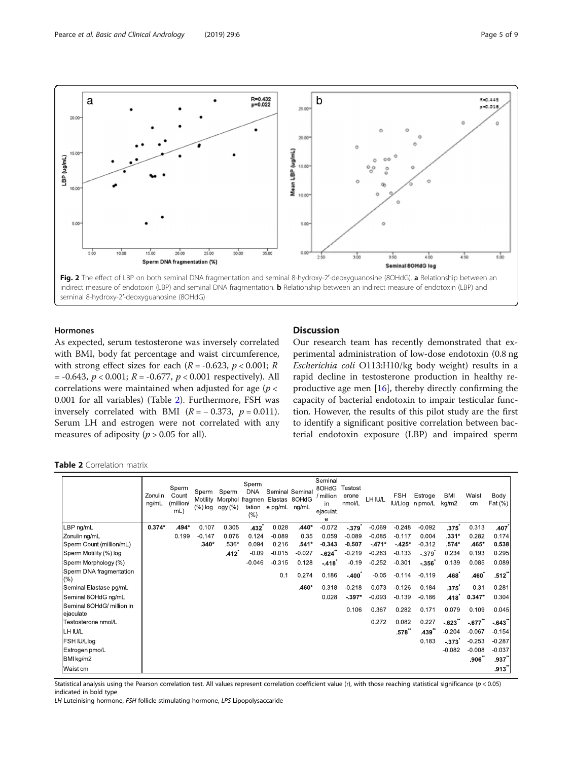Fig. 2 The effect of LBP on both seminal DNA fragmentation and seminal 8-hydroxy-2′-deoxyguanosine (8OHdG). **a** Relationship between an indirect measure of endotoxin (LBP) and seminal DNA fragmentation. **b** Relationship between an indirect measure of endotoxin (LBP) and seminal 8-hydroxy-2′-deoxyguanosine (8OHdG)

## Hormones

As expected, serum testosterone was inversely correlated with BMI, body fat percentage and waist circumference, with strong effect sizes for each ($R$ = -0.623, $p < 0.001$; $R$ = -0.643, $p < 0.001$; $R$ = -0.677, $p < 0.001$ respectively). All correlations were maintained when adjusted for age ($p < 0.001$ for all variables) (Table 2). Furthermore, FSH was inversely correlated with BMI ($R$ = − 0.373, $p$ = 0.011). Serum LH and estrogen were not correlated with any measures of adiposity ($p > 0.05$ for all).

## Discussion

Our research team has recently demonstrated that experimental administration of low-dose endotoxin (0.8 ng *Escherichia coli* O113:H10/kg body weight) results in a rapid decline in testosterone production in healthy reproductive age men [16], thereby directly confirming the capacity of bacterial endotoxin to impair testicular function. However, the results of this pilot study are the first to identify a significant positive correlation between bacterial endotoxin exposure (LBP) and impaired sperm

**Table 2** Correlation matrix

| | Zonulin ng/mL | Sperm Count (million/ mL) | Sperm Motility (%) log | Sperm Morphology (%) | Sperm DNA fragmentation (%) | Seminal Elastase pg/mL | Seminal 8OHdG ng/mL | Seminal 8OHdG / million in ejaculate | Testosterone nmol/L | LH IU/L | FSH IU/Llog | Estrogen pmo/L | BMI kg/m2 | Waist cm | Body Fat (%) |
|---|---|---|---|---|---|---|---|---|---|---|---|---|---|---|---|
| LBP ng/mL | **0.374*** | **.494*** | 0.107 | 0.305 | **.432*** | 0.028 | **.440*** | -0.072 | **-.379*** | -0.069 | -0.248 | -0.092 | **.375*** | 0.313 | **.407*** |
| Zonulin ng/mL | | 0.199 | -0.147 | 0.076 | 0.124 | -0.089 | 0.35 | 0.059 | -0.089 | -0.085 | -0.117 | 0.004 | **.331*** | 0.282 | 0.174 |
| Sperm Count (million/mL) | | | **.340*** | .536* | 0.094 | 0.216 | **.541*** | **-0.343** | **-0.507** | **-.471*** | **-.425*** | -0.312 | **.574*** | **.465*** | **0.538** |
| Sperm Motility (%) log | | | | **.412*** | -0.09 | -0.015 | -0.027 | **-.624**** | -0.219 | -0.263 | -0.133 | -.379* | 0.234 | 0.193 | 0.295 |
| Sperm Morphology (%) | | | | | -0.046 | -0.315 | 0.128 | **-.418*** | -0.19 | -0.252 | -0.301 | **-.356*** | 0.139 | 0.085 | 0.089 |
| Sperm DNA fragmentation (%) | | | | | | 0.1 | 0.274 | 0.186 | **-.400*** | -0.05 | -0.114 | -0.119 | **.468*** | **.460*** | **.512**** |
| Seminal Elastase pg/mL | | | | | | | **.460*** | 0.318 | -0.218 | 0.073 | -0.126 | 0.184 | **.375*** | 0.31 | 0.281 |
| Seminal 8OHdG ng/mL | | | | | | | | 0.028 | **-.397*** | -0.093 | -0.139 | -0.186 | **.418*** | **0.347*** | 0.304 |
| Seminal 8OHdG/ million in ejaculate | | | | | | | | | 0.106 | 0.367 | 0.282 | 0.171 | 0.079 | 0.109 | 0.045 |
| Testosterone nmol/L | | | | | | | | | | 0.272 | 0.082 | 0.227 | **-.623**** | **-.677**** | **-.643**** |
| LH IU/L | | | | | | | | | | | **.578**** | **.439**** | -0.204 | -0.067 | -0.154 |
| FSH IU/Llog | | | | | | | | | | | | 0.183 | **-.373*** | -0.253 | -0.287 |
| Estrogen pmo/L | | | | | | | | | | | | | -0.082 | -0.008 | -0.037 |
| BMI kg/m2 | | | | | | | | | | | | | | **.906**** | **.937**** |
| Waist cm | | | | | | | | | | | | | | | **.913**** |

Statistical analysis using the Pearson correlation test. All values represent correlation coefficient value (r), with those reaching statistical significance ($p < 0.05$) indicated in bold type

*LH* Luteinising hormone, *FSH* follicle stimulating hormone, *LPS* Lipopolysaccaride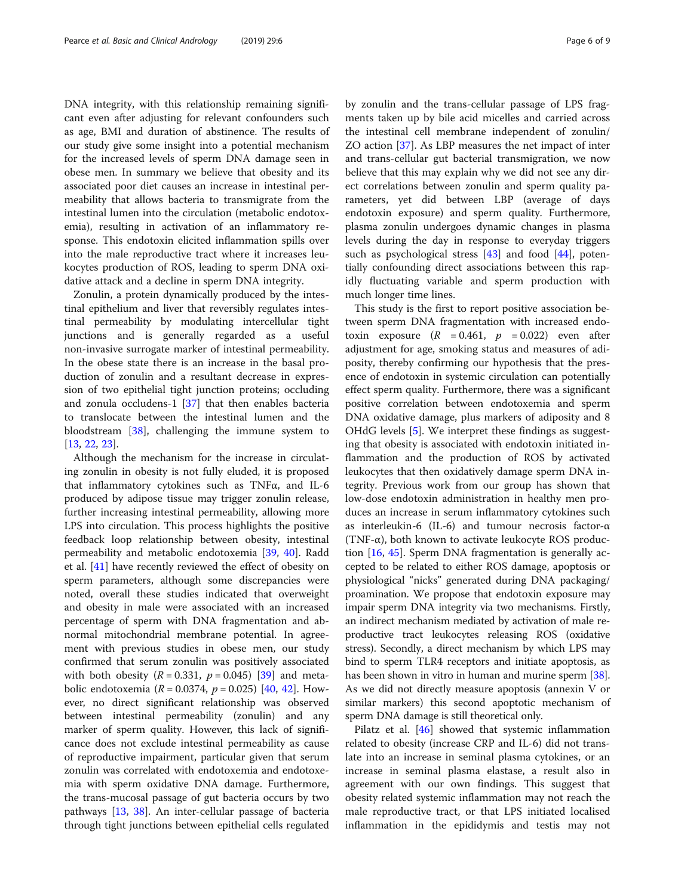DNA integrity, with this relationship remaining significant even after adjusting for relevant confounders such as age, BMI and duration of abstinence. The results of our study give some insight into a potential mechanism for the increased levels of sperm DNA damage seen in obese men. In summary we believe that obesity and its associated poor diet causes an increase in intestinal permeability that allows bacteria to transmigrate from the intestinal lumen into the circulation (metabolic endotoxemia), resulting in activation of an inflammatory response. This endotoxin elicited inflammation spills over into the male reproductive tract where it increases leukocytes production of ROS, leading to sperm DNA oxidative attack and a decline in sperm DNA integrity.

Zonulin, a protein dynamically produced by the intestinal epithelium and liver that reversibly regulates intestinal permeability by modulating intercellular tight junctions and is generally regarded as a useful non-invasive surrogate marker of intestinal permeability. In the obese state there is an increase in the basal production of zonulin and a resultant decrease in expression of two epithelial tight junction proteins; occluding and zonula occludens-1 [37] that then enables bacteria to translocate between the intestinal lumen and the bloodstream [38], challenging the immune system to [13, 22, 23].

Although the mechanism for the increase in circulating zonulin in obesity is not fully eluded, it is proposed that inflammatory cytokines such as TNFα, and IL-6 produced by adipose tissue may trigger zonulin release, further increasing intestinal permeability, allowing more LPS into circulation. This process highlights the positive feedback loop relationship between obesity, intestinal permeability and metabolic endotoxemia [39, 40]. Radd et al. [41] have recently reviewed the effect of obesity on sperm parameters, although some discrepancies were noted, overall these studies indicated that overweight and obesity in male were associated with an increased percentage of sperm with DNA fragmentation and abnormal mitochondrial membrane potential. In agreement with previous studies in obese men, our study confirmed that serum zonulin was positively associated with both obesity ($R = 0.331$, $p = 0.045$) [39] and metabolic endotoxemia ($R = 0.0374$, $p = 0.025$) [40, 42]. However, no direct significant relationship was observed between intestinal permeability (zonulin) and any marker of sperm quality. However, this lack of significance does not exclude intestinal permeability as cause of reproductive impairment, particular given that serum zonulin was correlated with endotoxemia and endotoxemia with sperm oxidative DNA damage. Furthermore, the trans-mucosal passage of gut bacteria occurs by two pathways [13, 38]. An inter-cellular passage of bacteria through tight junctions between epithelial cells regulated by zonulin and the trans-cellular passage of LPS fragments taken up by bile acid micelles and carried across the intestinal cell membrane independent of zonulin/ZO action [37]. As LBP measures the net impact of inter and trans-cellular gut bacterial transmigration, we now believe that this may explain why we did not see any direct correlations between zonulin and sperm quality parameters, yet did between LBP (average of days endotoxin exposure) and sperm quality. Furthermore, plasma zonulin undergoes dynamic changes in plasma levels during the day in response to everyday triggers such as psychological stress [43] and food [44], potentially confounding direct associations between this rapidly fluctuating variable and sperm production with much longer time lines.

This study is the first to report positive association between sperm DNA fragmentation with increased endotoxin exposure ($R = 0.461$, $p = 0.022$) even after adjustment for age, smoking status and measures of adiposity, thereby confirming our hypothesis that the presence of endotoxin in systemic circulation can potentially effect sperm quality. Furthermore, there was a significant positive correlation between endotoxemia and sperm DNA oxidative damage, plus markers of adiposity and 8 OHdG levels [5]. We interpret these findings as suggesting that obesity is associated with endotoxin initiated inflammation and the production of ROS by activated leukocytes that then oxidatively damage sperm DNA integrity. Previous work from our group has shown that low-dose endotoxin administration in healthy men produces an increase in serum inflammatory cytokines such as interleukin-6 (IL-6) and tumour necrosis factor-α (TNF-α), both known to activate leukocyte ROS production [16, 45]. Sperm DNA fragmentation is generally accepted to be related to either ROS damage, apoptosis or physiological "nicks" generated during DNA packaging/proamination. We propose that endotoxin exposure may impair sperm DNA integrity via two mechanisms. Firstly, an indirect mechanism mediated by activation of male reproductive tract leukocytes releasing ROS (oxidative stress). Secondly, a direct mechanism by which LPS may bind to sperm TLR4 receptors and initiate apoptosis, as has been shown in vitro in human and murine sperm [38]. As we did not directly measure apoptosis (annexin V or similar markers) this second apoptotic mechanism of sperm DNA damage is still theoretical only.

Pilatz et al. [46] showed that systemic inflammation related to obesity (increase CRP and IL-6) did not translate into an increase in seminal plasma cytokines, or an increase in seminal plasma elastase, a result also in agreement with our own findings. This suggest that obesity related systemic inflammation may not reach the male reproductive tract, or that LPS initiated localised inflammation in the epididymis and testis may not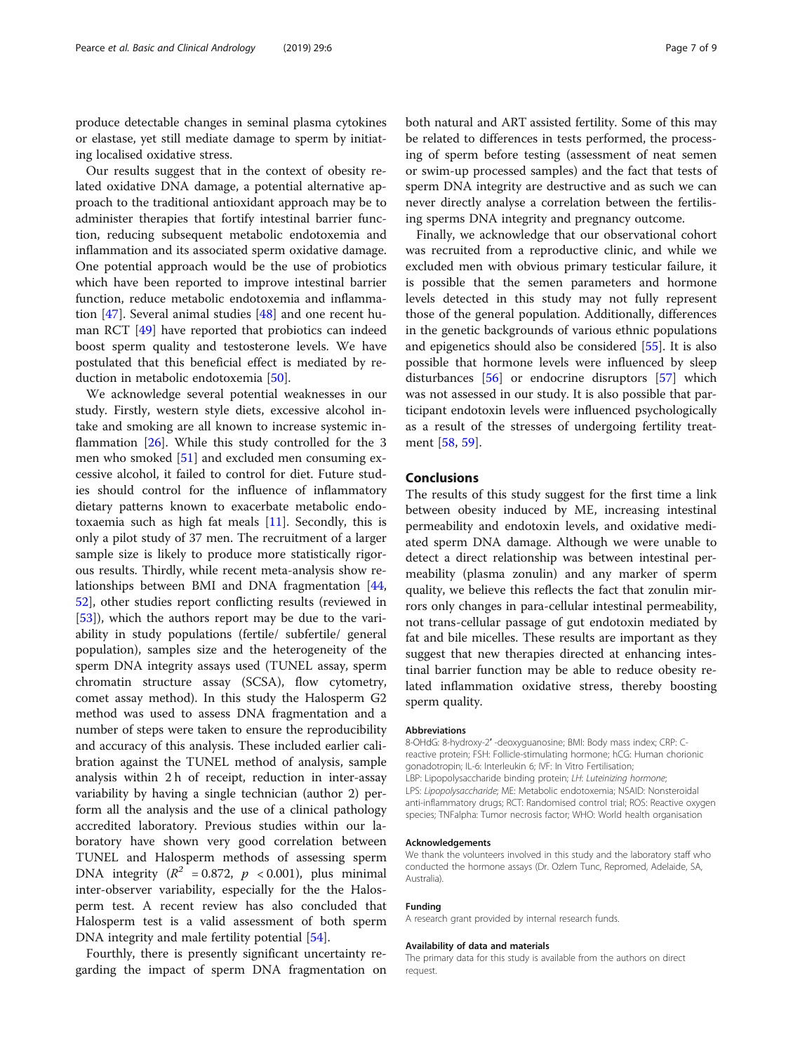produce detectable changes in seminal plasma cytokines or elastase, yet still mediate damage to sperm by initiating localised oxidative stress.

Our results suggest that in the context of obesity related oxidative DNA damage, a potential alternative approach to the traditional antioxidant approach may be to administer therapies that fortify intestinal barrier function, reducing subsequent metabolic endotoxemia and inflammation and its associated sperm oxidative damage. One potential approach would be the use of probiotics which have been reported to improve intestinal barrier function, reduce metabolic endotoxemia and inflammation [47]. Several animal studies [48] and one recent human RCT [49] have reported that probiotics can indeed boost sperm quality and testosterone levels. We have postulated that this beneficial effect is mediated by reduction in metabolic endotoxemia [50].

We acknowledge several potential weaknesses in our study. Firstly, western style diets, excessive alcohol intake and smoking are all known to increase systemic inflammation [26]. While this study controlled for the 3 men who smoked [51] and excluded men consuming excessive alcohol, it failed to control for diet. Future studies should control for the influence of inflammatory dietary patterns known to exacerbate metabolic endotoxaemia such as high fat meals [11]. Secondly, this is only a pilot study of 37 men. The recruitment of a larger sample size is likely to produce more statistically rigorous results. Thirdly, while recent meta-analysis show relationships between BMI and DNA fragmentation [44, 52], other studies report conflicting results (reviewed in [53]), which the authors report may be due to the variability in study populations (fertile/ subfertile/ general population), samples size and the heterogeneity of the sperm DNA integrity assays used (TUNEL assay, sperm chromatin structure assay (SCSA), flow cytometry, comet assay method). In this study the Halosperm G2 method was used to assess DNA fragmentation and a number of steps were taken to ensure the reproducibility and accuracy of this analysis. These included earlier calibration against the TUNEL method of analysis, sample analysis within 2 h of receipt, reduction in inter-assay variability by having a single technician (author 2) perform all the analysis and the use of a clinical pathology accredited laboratory. Previous studies within our laboratory have shown very good correlation between TUNEL and Halosperm methods of assessing sperm DNA integrity ($R^2$ = 0.872, $p$ < 0.001), plus minimal inter-observer variability, especially for the the Halosperm test. A recent review has also concluded that Halosperm test is a valid assessment of both sperm DNA integrity and male fertility potential [54].

Fourthly, there is presently significant uncertainty regarding the impact of sperm DNA fragmentation on both natural and ART assisted fertility. Some of this may be related to differences in tests performed, the processing of sperm before testing (assessment of neat semen or swim-up processed samples) and the fact that tests of sperm DNA integrity are destructive and as such we can never directly analyse a correlation between the fertilising sperms DNA integrity and pregnancy outcome.

Finally, we acknowledge that our observational cohort was recruited from a reproductive clinic, and while we excluded men with obvious primary testicular failure, it is possible that the semen parameters and hormone levels detected in this study may not fully represent those of the general population. Additionally, differences in the genetic backgrounds of various ethnic populations and epigenetics should also be considered [55]. It is also possible that hormone levels were influenced by sleep disturbances [56] or endocrine disruptors [57] which was not assessed in our study. It is also possible that participant endotoxin levels were influenced psychologically as a result of the stresses of undergoing fertility treatment [58, 59].

## Conclusions

The results of this study suggest for the first time a link between obesity induced by ME, increasing intestinal permeability and endotoxin levels, and oxidative mediated sperm DNA damage. Although we were unable to detect a direct relationship was between intestinal permeability (plasma zonulin) and any marker of sperm quality, we believe this reflects the fact that zonulin mirrors only changes in para-cellular intestinal permeability, not trans-cellular passage of gut endotoxin mediated by fat and bile micelles. These results are important as they suggest that new therapies directed at enhancing intestinal barrier function may be able to reduce obesity related inflammation oxidative stress, thereby boosting sperm quality.

#### Abbreviations

8-OHdG: 8-hydroxy-2′ -deoxyguanosine; BMI: Body mass index; CRP: C-reactive protein; FSH: Follicle-stimulating hormone; hCG: Human chorionic gonadotropin; IL-6: Interleukin 6; IVF: In Vitro Fertilisation; LBP: Lipopolysaccharide binding protein; *LH: Luteinizing hormone*; LPS: *Lipopolysaccharide*; ME: Metabolic endotoxemia; NSAID: Nonsteroidal anti-inflammatory drugs; RCT: Randomised control trial; ROS: Reactive oxygen species; TNFalpha: Tumor necrosis factor; WHO: World health organisation

#### Acknowledgements

We thank the volunteers involved in this study and the laboratory staff who conducted the hormone assays (Dr. Ozlem Tunc, Repromed, Adelaide, SA, Australia).

#### Funding

A research grant provided by internal research funds.

#### Availability of data and materials

The primary data for this study is available from the authors on direct request.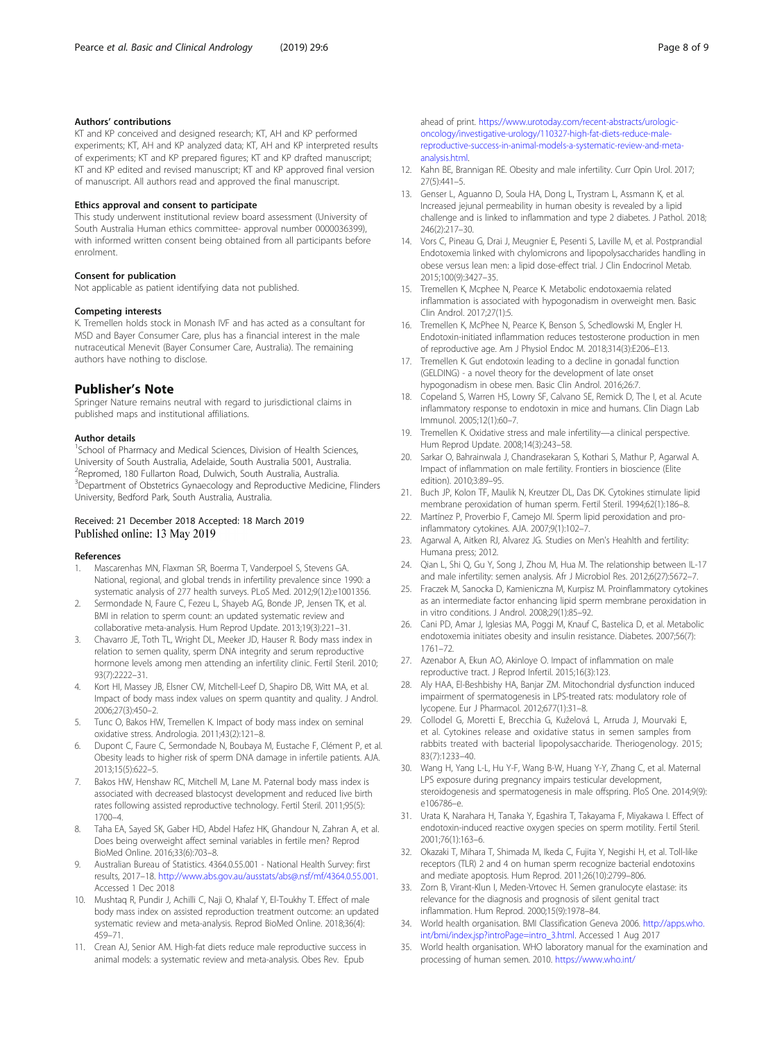#### Authors' contributions

KT and KP conceived and designed research; KT, AH and KP performed experiments; KT, AH and KP analyzed data; KT, AH and KP interpreted results of experiments; KT, AH and KP prepared figures; KT and KP drafted manuscript; KT and KP edited and revised manuscript; KT and KP approved final version of manuscript. All authors read and approved the final manuscript.

#### Ethics approval and consent to participate

This study underwent institutional review board assessment (University of South Australia Human ethics committee- approval number 0000036399), with informed written consent being obtained from all participants before enrolment.

#### Consent for publication

Not applicable as patient identifying data not published.

#### Competing interests

K. Tremellen holds stock in Monash IVF and has acted as a consultant for MSD and Bayer Consumer Care, plus has a financial interest in the male nutraceutical Menevit (Bayer Consumer Care, Australia). The remaining authors have nothing to disclose.

## Publisher's Note

Springer Nature remains neutral with regard to jurisdictional claims in published maps and institutional affiliations.

#### Author details

[1]School of Pharmacy and Medical Sciences, Division of Health Sciences, University of South Australia, Adelaide, South Australia 5001, Australia. [2]Repromed, 180 Fullarton Road, Dulwich, South Australia, Australia. [3]Department of Obstetrics Gynaecology and Reproductive Medicine, Flinders University, Bedford Park, South Australia, Australia.

Received: 21 December 2018 Accepted: 18 March 2019
Published online: 13 May 2019

#### References

1. Mascarenhas MN, Flaxman SR, Boerma T, Vanderpoel S, Stevens GA. National, regional, and global trends in infertility prevalence since 1990: a systematic analysis of 277 health surveys. PLoS Med. 2012;9(12):e1001356.
2. Sermondade N, Faure C, Fezeu L, Shayeb AG, Bonde JP, Jensen TK, et al. BMI in relation to sperm count: an updated systematic review and collaborative meta-analysis. Hum Reprod Update. 2013;19(3):221–31.
3. Chavarro JE, Toth TL, Wright DL, Meeker JD, Hauser R. Body mass index in relation to semen quality, sperm DNA integrity and serum reproductive hormone levels among men attending an infertility clinic. Fertil Steril. 2010; 93(7):2222–31.
4. Kort HI, Massey JB, Elsner CW, Mitchell-Leef D, Shapiro DB, Witt MA, et al. Impact of body mass index values on sperm quantity and quality. J Androl. 2006;27(3):450–2.
5. Tunc O, Bakos HW, Tremellen K. Impact of body mass index on seminal oxidative stress. Andrologia. 2011;43(2):121–8.
6. Dupont C, Faure C, Sermondade N, Boubaya M, Eustache F, Clément P, et al. Obesity leads to higher risk of sperm DNA damage in infertile patients. AJA. 2013;15(5):622–5.
7. Bakos HW, Henshaw RC, Mitchell M, Lane M. Paternal body mass index is associated with decreased blastocyst development and reduced live birth rates following assisted reproductive technology. Fertil Steril. 2011;95(5): 1700–4.
8. Taha EA, Sayed SK, Gaber HD, Abdel Hafez HK, Ghandour N, Zahran A, et al. Does being overweight affect seminal variables in fertile men? Reprod BioMed Online. 2016;33(6):703–8.
9. Australian Bureau of Statistics. 4364.0.55.001 - National Health Survey: first results, 2017–18. http://www.abs.gov.au/ausstats/abs@.nsf/mf/4364.0.55.001. Accessed 1 Dec 2018
10. Mushtaq R, Pundir J, Achilli C, Naji O, Khalaf Y, El-Toukhy T. Effect of male body mass index on assisted reproduction treatment outcome: an updated systematic review and meta-analysis. Reprod BioMed Online. 2018;36(4): 459–71.
11. Crean AJ, Senior AM. High-fat diets reduce male reproductive success in animal models: a systematic review and meta-analysis. Obes Rev. Epub ahead of print. https://www.urotoday.com/recent-abstracts/urologic-oncology/investigative-urology/110327-high-fat-diets-reduce-male-reproductive-success-in-animal-models-a-systematic-review-and-meta-analysis.html.
12. Kahn BE, Brannigan RE. Obesity and male infertility. Curr Opin Urol. 2017; 27(5):441–5.
13. Genser L, Aguanno D, Soula HA, Dong L, Trystram L, Assmann K, et al. Increased jejunal permeability in human obesity is revealed by a lipid challenge and is linked to inflammation and type 2 diabetes. J Pathol. 2018; 246(2):217–30.
14. Vors C, Pineau G, Drai J, Meugnier E, Pesenti S, Laville M, et al. Postprandial Endotoxemia linked with chylomicrons and lipopolysaccharides handling in obese versus lean men: a lipid dose-effect trial. J Clin Endocrinol Metab. 2015;100(9):3427–35.
15. Tremellen K, Mcphee N, Pearce K. Metabolic endotoxaemia related inflammation is associated with hypogonadism in overweight men. Basic Clin Androl. 2017;27(1):5.
16. Tremellen K, McPhee N, Pearce K, Benson S, Schedlowski M, Engler H. Endotoxin-initiated inflammation reduces testosterone production in men of reproductive age. Am J Physiol Endoc M. 2018;314(3):E206–E13.
17. Tremellen K. Gut endotoxin leading to a decline in gonadal function (GELDING) - a novel theory for the development of late onset hypogonadism in obese men. Basic Clin Androl. 2016;26:7.
18. Copeland S, Warren HS, Lowry SF, Calvano SE, Remick D, The I, et al. Acute inflammatory response to endotoxin in mice and humans. Clin Diagn Lab Immunol. 2005;12(1):60–7.
19. Tremellen K. Oxidative stress and male infertility—a clinical perspective. Hum Reprod Update. 2008;14(3):243–58.
20. Sarkar O, Bahrainwala J, Chandrasekaran S, Kothari S, Mathur P, Agarwal A. Impact of inflammation on male fertility. Frontiers in bioscience (Elite edition). 2010;3:89–95.
21. Buch JP, Kolon TF, Maulik N, Kreutzer DL, Das DK. Cytokines stimulate lipid membrane peroxidation of human sperm. Fertil Steril. 1994;62(1):186–8.
22. Martínez P, Proverbio F, Camejo MI. Sperm lipid peroxidation and pro-inflammatory cytokines. AJA. 2007;9(1):102–7.
23. Agarwal A, Aitken RJ, Alvarez JG. Studies on Men's Heahlth and fertility: Humana press; 2012.
24. Qian L, Shi Q, Gu Y, Song J, Zhou M, Hua M. The relationship between IL-17 and male infertility: semen analysis. Afr J Microbiol Res. 2012;6(27):5672–7.
25. Fraczek M, Sanocka D, Kamieniczna M, Kurpisz M. Proinflammatory cytokines as an intermediate factor enhancing lipid sperm membrane peroxidation in in vitro conditions. J Androl. 2008;29(1):85–92.
26. Cani PD, Amar J, Iglesias MA, Poggi M, Knauf C, Bastelica D, et al. Metabolic endotoxemia initiates obesity and insulin resistance. Diabetes. 2007;56(7): 1761–72.
27. Azenabor A, Ekun AO, Akinloye O. Impact of inflammation on male reproductive tract. J Reprod Infertil. 2015;16(3):123.
28. Aly HAA, El-Beshbishy HA, Banjar ZM. Mitochondrial dysfunction induced impairment of spermatogenesis in LPS-treated rats: modulatory role of lycopene. Eur J Pharmacol. 2012;677(1):31–8.
29. Collodel G, Moretti E, Brecchia G, Kuželová L, Arruda J, Mourvaki E, et al. Cytokines release and oxidative status in semen samples from rabbits treated with bacterial lipopolysaccharide. Theriogenology. 2015; 83(7):1233–40.
30. Wang H, Yang L-L, Hu Y-F, Wang B-W, Huang Y-Y, Zhang C, et al. Maternal LPS exposure during pregnancy impairs testicular development, steroidogenesis and spermatogenesis in male offspring. PloS One. 2014;9(9): e106786–e.
31. Urata K, Narahara H, Tanaka Y, Egashira T, Takayama F, Miyakawa I. Effect of endotoxin-induced reactive oxygen species on sperm motility. Fertil Steril. 2001;76(1):163–6.
32. Okazaki T, Mihara T, Shimada M, Ikeda C, Fujita Y, Negishi H, et al. Toll-like receptors (TLR) 2 and 4 on human sperm recognize bacterial endotoxins and mediate apoptosis. Hum Reprod. 2011;26(10):2799–806.
33. Zorn B, Virant-Klun I, Meden-Vrtovec H. Semen granulocyte elastase: its relevance for the diagnosis and prognosis of silent genital tract inflammation. Hum Reprod. 2000;15(9):1978–84.
34. World health organisation. BMI Classification Geneva 2006. http://apps.who.int/bmi/index.jsp?introPage=intro_3.html. Accessed 1 Aug 2017
35. World health organisation. WHO laboratory manual for the examination and processing of human semen. 2010. https://www.who.int/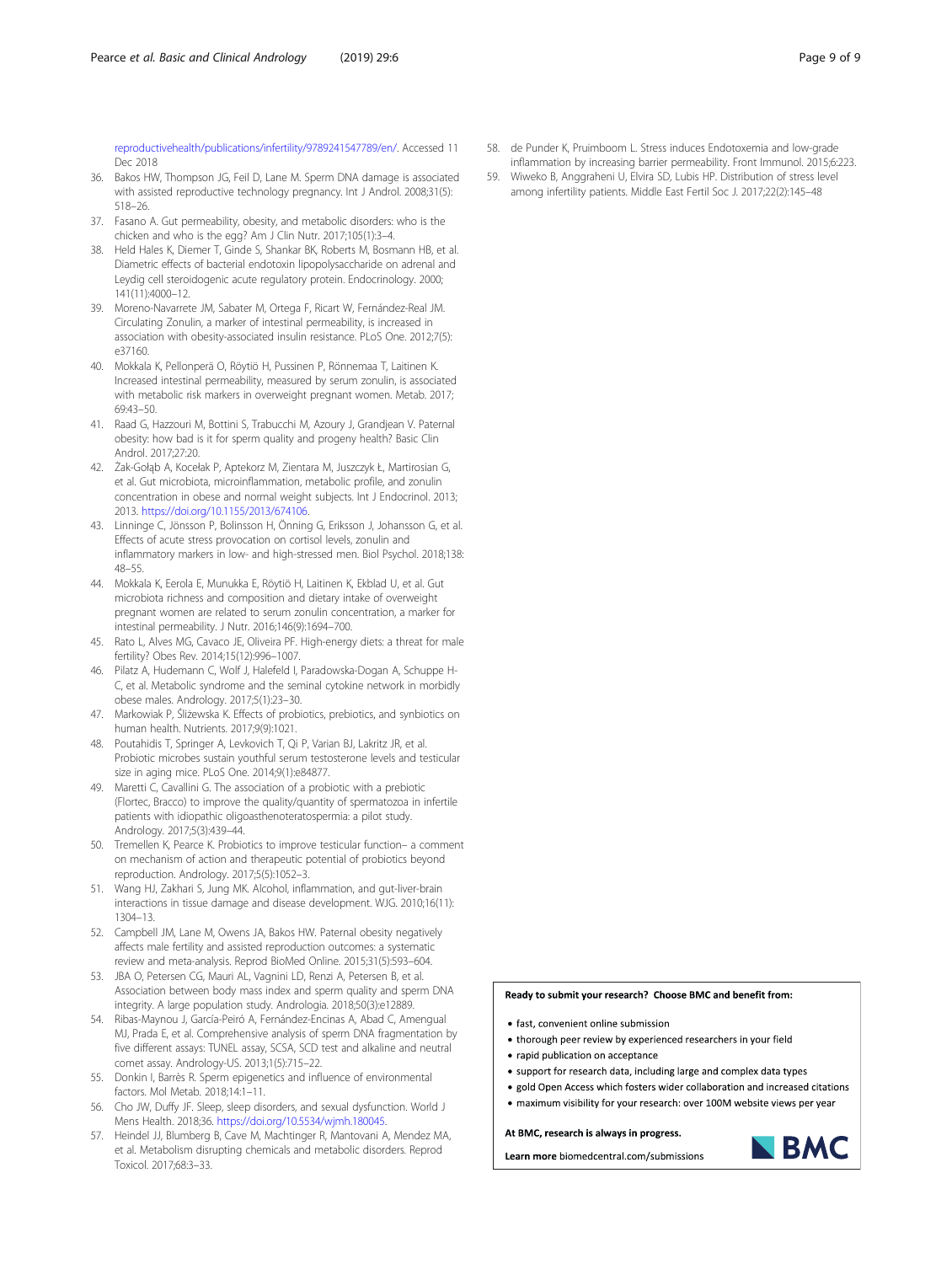reproductivehealth/publications/infertility/9789241547789/en/. Accessed 11 Dec 2018

36. Bakos HW, Thompson JG, Feil D, Lane M. Sperm DNA damage is associated with assisted reproductive technology pregnancy. Int J Androl. 2008;31(5): 518–26.
37. Fasano A. Gut permeability, obesity, and metabolic disorders: who is the chicken and who is the egg? Am J Clin Nutr. 2017;105(1):3–4.
38. Held Hales K, Diemer T, Ginde S, Shankar BK, Roberts M, Bosmann HB, et al. Diametric effects of bacterial endotoxin lipopolysaccharide on adrenal and Leydig cell steroidogenic acute regulatory protein. Endocrinology. 2000; 141(11):4000–12.
39. Moreno-Navarrete JM, Sabater M, Ortega F, Ricart W, Fernández-Real JM. Circulating Zonulin, a marker of intestinal permeability, is increased in association with obesity-associated insulin resistance. PLoS One. 2012;7(5): e37160.
40. Mokkala K, Pellonperä O, Röytiö H, Pussinen P, Rönnemaa T, Laitinen K. Increased intestinal permeability, measured by serum zonulin, is associated with metabolic risk markers in overweight pregnant women. Metab. 2017; 69:43–50.
41. Raad G, Hazzouri M, Bottini S, Trabucchi M, Azoury J, Grandjean V. Paternal obesity: how bad is it for sperm quality and progeny health? Basic Clin Androl. 2017;27:20.
42. Żak-Gołąb A, Kocełak P, Aptekorz M, Zientara M, Juszczyk Ł, Martirosian G, et al. Gut microbiota, microinflammation, metabolic profile, and zonulin concentration in obese and normal weight subjects. Int J Endocrinol. 2013; 2013. https://doi.org/10.1155/2013/674106.
43. Linninge C, Jönsson P, Bolinsson H, Önning G, Eriksson J, Johansson G, et al. Effects of acute stress provocation on cortisol levels, zonulin and inflammatory markers in low- and high-stressed men. Biol Psychol. 2018;138: 48–55.
44. Mokkala K, Eerola E, Munukka E, Röytiö H, Laitinen K, Ekblad U, et al. Gut microbiota richness and composition and dietary intake of overweight pregnant women are related to serum zonulin concentration, a marker for intestinal permeability. J Nutr. 2016;146(9):1694–700.
45. Rato L, Alves MG, Cavaco JE, Oliveira PF. High-energy diets: a threat for male fertility? Obes Rev. 2014;15(12):996–1007.
46. Pilatz A, Hudemann C, Wolf J, Halefeld I, Paradowska-Dogan A, Schuppe H-C, et al. Metabolic syndrome and the seminal cytokine network in morbidly obese males. Andrology. 2017;5(1):23–30.
47. Markowiak P, Śliżewska K. Effects of probiotics, prebiotics, and synbiotics on human health. Nutrients. 2017;9(9):1021.
48. Poutahidis T, Springer A, Levkovich T, Qi P, Varian BJ, Lakritz JR, et al. Probiotic microbes sustain youthful serum testosterone levels and testicular size in aging mice. PLoS One. 2014;9(1):e84877.
49. Maretti C, Cavallini G. The association of a probiotic with a prebiotic (Flortec, Bracco) to improve the quality/quantity of spermatozoa in infertile patients with idiopathic oligoasthenoteratospermia: a pilot study. Andrology. 2017;5(3):439–44.
50. Tremellen K, Pearce K. Probiotics to improve testicular function– a comment on mechanism of action and therapeutic potential of probiotics beyond reproduction. Andrology. 2017;5(5):1052–3.
51. Wang HJ, Zakhari S, Jung MK. Alcohol, inflammation, and gut-liver-brain interactions in tissue damage and disease development. WJG. 2010;16(11): 1304–13.
52. Campbell JM, Lane M, Owens JA, Bakos HW. Paternal obesity negatively affects male fertility and assisted reproduction outcomes: a systematic review and meta-analysis. Reprod BioMed Online. 2015;31(5):593–604.
53. JBA O, Petersen CG, Mauri AL, Vagnini LD, Renzi A, Petersen B, et al. Association between body mass index and sperm quality and sperm DNA integrity. A large population study. Andrologia. 2018;50(3):e12889.
54. Ribas-Maynou J, García-Peiró A, Fernández-Encinas A, Abad C, Amengual MJ, Prada E, et al. Comprehensive analysis of sperm DNA fragmentation by five different assays: TUNEL assay, SCSA, SCD test and alkaline and neutral comet assay. Andrology-US. 2013;1(5):715–22.
55. Donkin I, Barrès R. Sperm epigenetics and influence of environmental factors. Mol Metab. 2018;14:1–11.
56. Cho JW, Duffy JF. Sleep, sleep disorders, and sexual dysfunction. World J Mens Health. 2018;36. https://doi.org/10.5534/wjmh.180045.
57. Heindel JJ, Blumberg B, Cave M, Machtinger R, Mantovani A, Mendez MA, et al. Metabolism disrupting chemicals and metabolic disorders. Reprod Toxicol. 2017;68:3–33.
58. de Punder K, Pruimboom L. Stress induces Endotoxemia and low-grade inflammation by increasing barrier permeability. Front Immunol. 2015;6:223.
59. Wiweko B, Anggraheni U, Elvira SD, Lubis HP. Distribution of stress level among infertility patients. Middle East Fertil Soc J. 2017;22(2):145–48

**Ready to submit your research? Choose BMC and benefit from:**

- fast, convenient online submission
- thorough peer review by experienced researchers in your field
- rapid publication on acceptance
- support for research data, including large and complex data types
- gold Open Access which fosters wider collaboration and increased citations
- maximum visibility for your research: over 100M website views per year

**At BMC, research is always in progress.**

**Learn more** biomedcentral.com/submissions

BMC